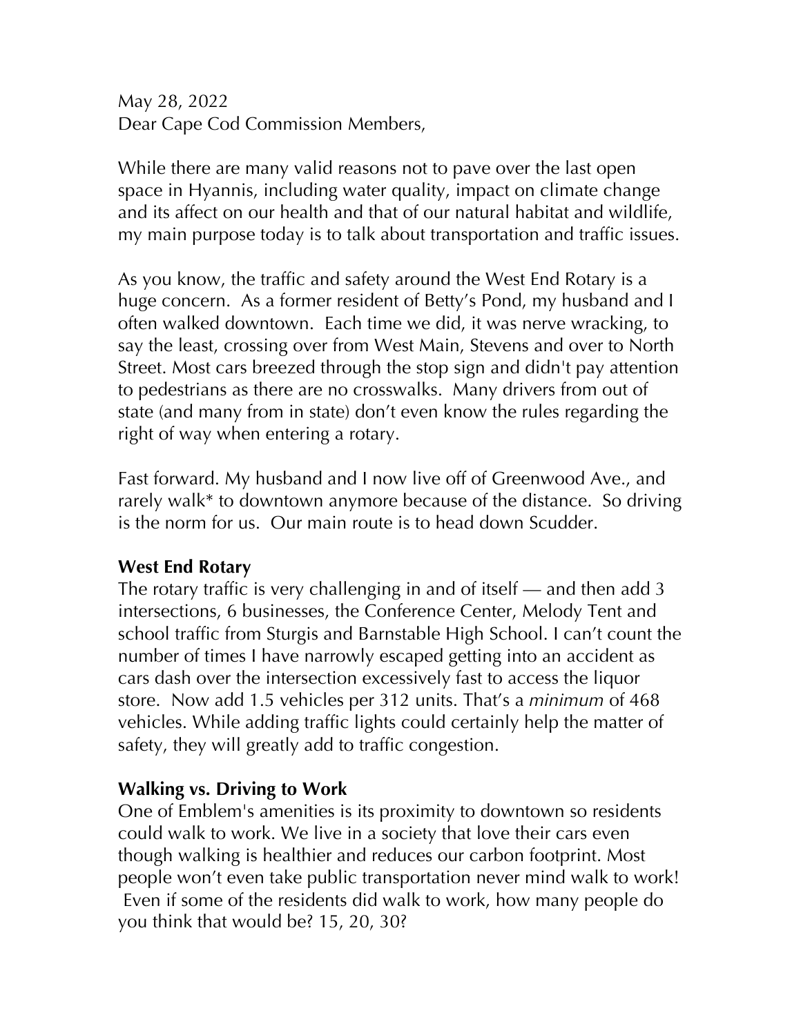May 28, 2022
Dear Cape Cod Commission Members,

While there are many valid reasons not to pave over the last open space in Hyannis, including water quality, impact on climate change and its affect on our health and that of our natural habitat and wildlife, my main purpose today is to talk about transportation and traffic issues.

As you know, the traffic and safety around the West End Rotary is a huge concern. As a former resident of Betty's Pond, my husband and I often walked downtown. Each time we did, it was nerve wracking, to say the least, crossing over from West Main, Stevens and over to North Street. Most cars breezed through the stop sign and didn't pay attention to pedestrians as there are no crosswalks. Many drivers from out of state (and many from in state) don't even know the rules regarding the right of way when entering a rotary.

Fast forward. My husband and I now live off of Greenwood Ave., and rarely walk* to downtown anymore because of the distance. So driving is the norm for us. Our main route is to head down Scudder.

**West End Rotary**
The rotary traffic is very challenging in and of itself — and then add 3 intersections, 6 businesses, the Conference Center, Melody Tent and school traffic from Sturgis and Barnstable High School. I can't count the number of times I have narrowly escaped getting into an accident as cars dash over the intersection excessively fast to access the liquor store. Now add 1.5 vehicles per 312 units. That's a *minimum* of 468 vehicles. While adding traffic lights could certainly help the matter of safety, they will greatly add to traffic congestion.

**Walking vs. Driving to Work**
One of Emblem's amenities is its proximity to downtown so residents could walk to work. We live in a society that love their cars even though walking is healthier and reduces our carbon footprint. Most people won't even take public transportation never mind walk to work! Even if some of the residents did walk to work, how many people do you think that would be? 15, 20, 30?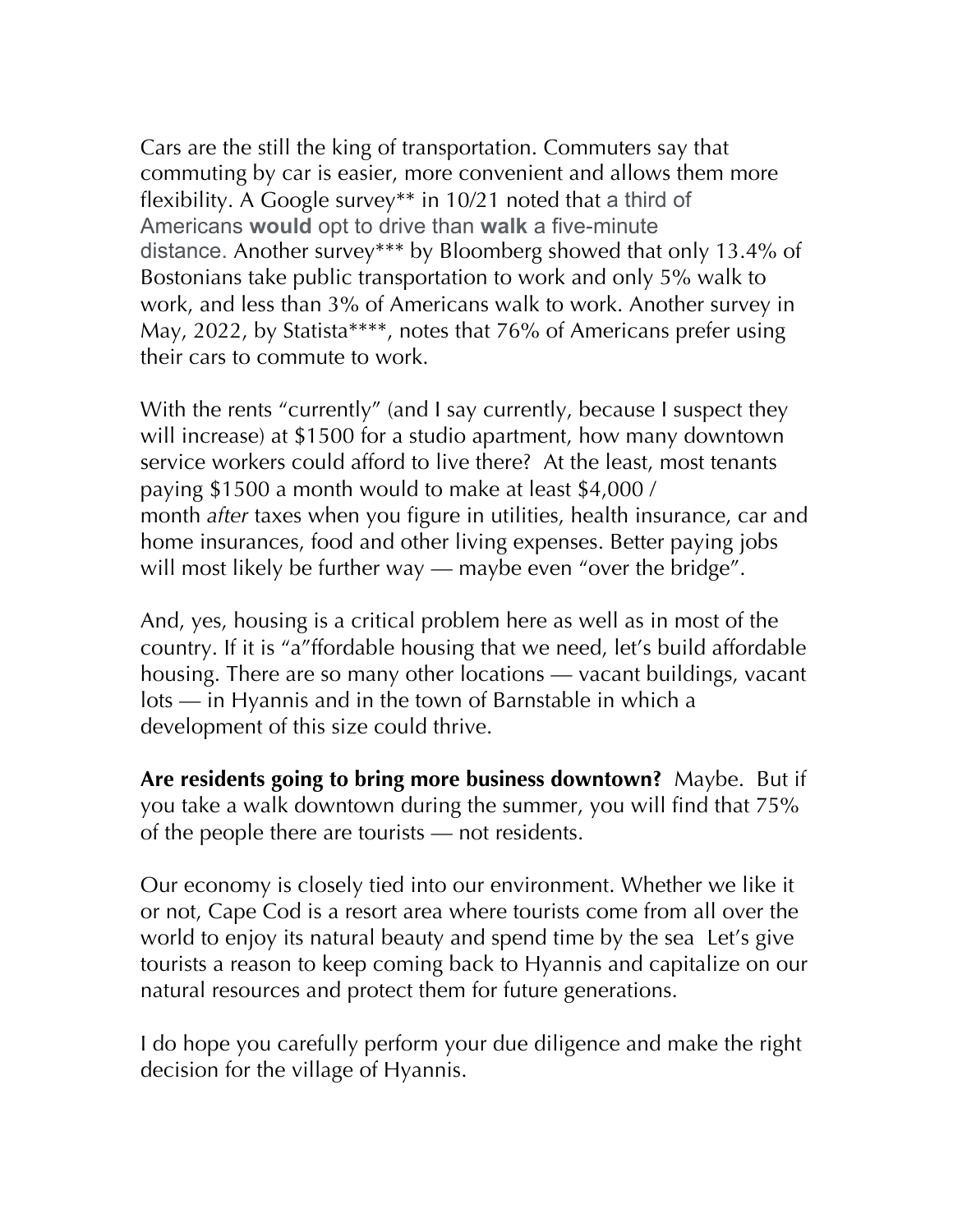Cars are the still the king of transportation. Commuters say that commuting by car is easier, more convenient and allows them more flexibility. A Google survey** in 10/21 noted that a third of Americans **would** opt to drive than **walk** a five-minute distance. Another survey*** by Bloomberg showed that only 13.4% of Bostonians take public transportation to work and only 5% walk to work, and less than 3% of Americans walk to work. Another survey in May, 2022, by Statista****, notes that 76% of Americans prefer using their cars to commute to work.

With the rents "currently" (and I say currently, because I suspect they will increase) at $1500 for a studio apartment, how many downtown service workers could afford to live there? At the least, most tenants paying $1500 a month would to make at least $4,000 / month *after* taxes when you figure in utilities, health insurance, car and home insurances, food and other living expenses. Better paying jobs will most likely be further way — maybe even "over the bridge".

And, yes, housing is a critical problem here as well as in most of the country. If it is "a"ffordable housing that we need, let's build affordable housing. There are so many other locations — vacant buildings, vacant lots — in Hyannis and in the town of Barnstable in which a development of this size could thrive.

**Are residents going to bring more business downtown?** Maybe. But if you take a walk downtown during the summer, you will find that 75% of the people there are tourists — not residents.

Our economy is closely tied into our environment. Whether we like it or not, Cape Cod is a resort area where tourists come from all over the world to enjoy its natural beauty and spend time by the sea Let's give tourists a reason to keep coming back to Hyannis and capitalize on our natural resources and protect them for future generations.

I do hope you carefully perform your due diligence and make the right decision for the village of Hyannis.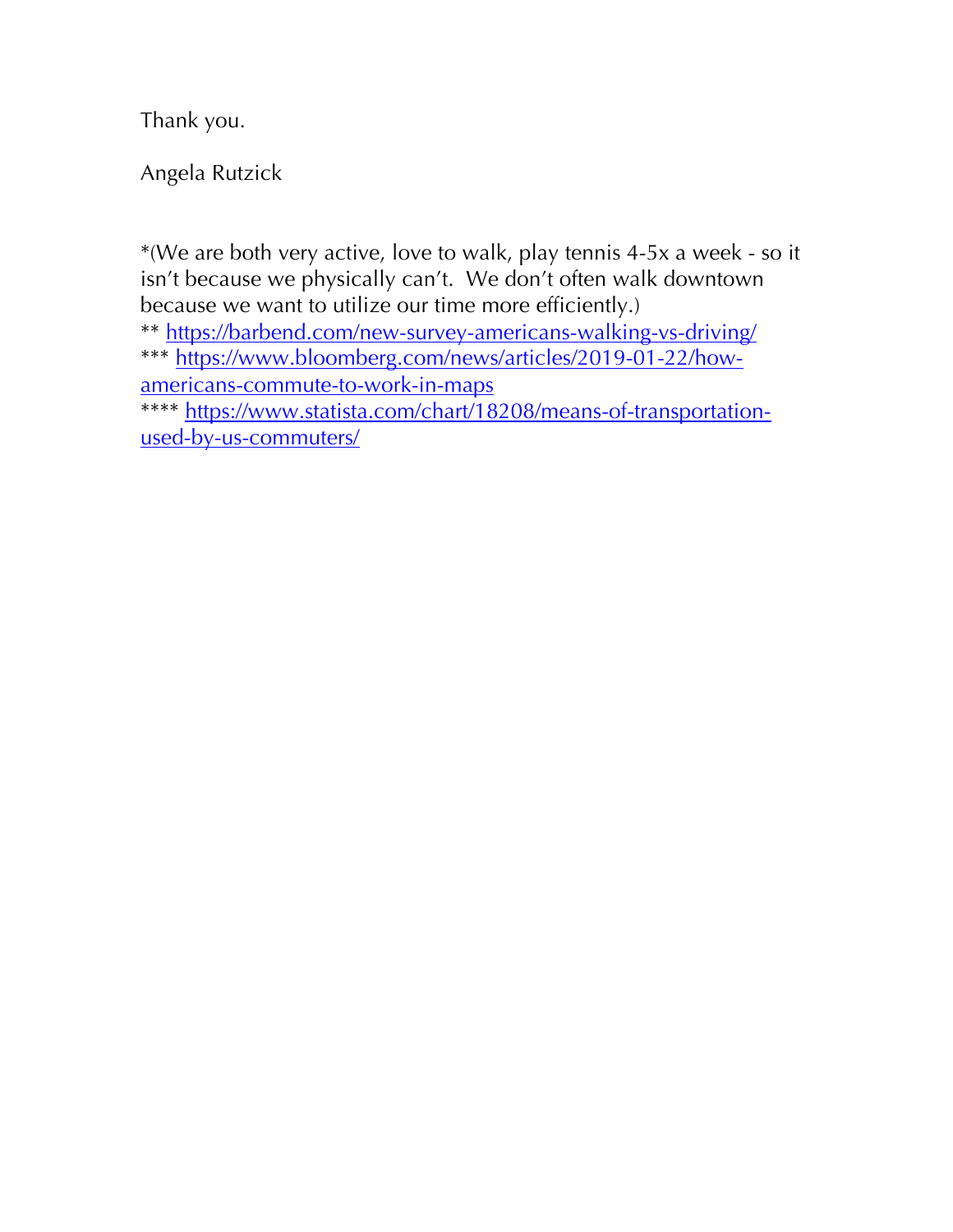Thank you.

Angela Rutzick

*(We are both very active, love to walk, play tennis 4-5x a week - so it isn't because we physically can't. We don't often walk downtown because we want to utilize our time more efficiently.)

** https://barbend.com/new-survey-americans-walking-vs-driving/

*** https://www.bloomberg.com/news/articles/2019-01-22/how-americans-commute-to-work-in-maps

**** https://www.statista.com/chart/18208/means-of-transportation-used-by-us-commuters/